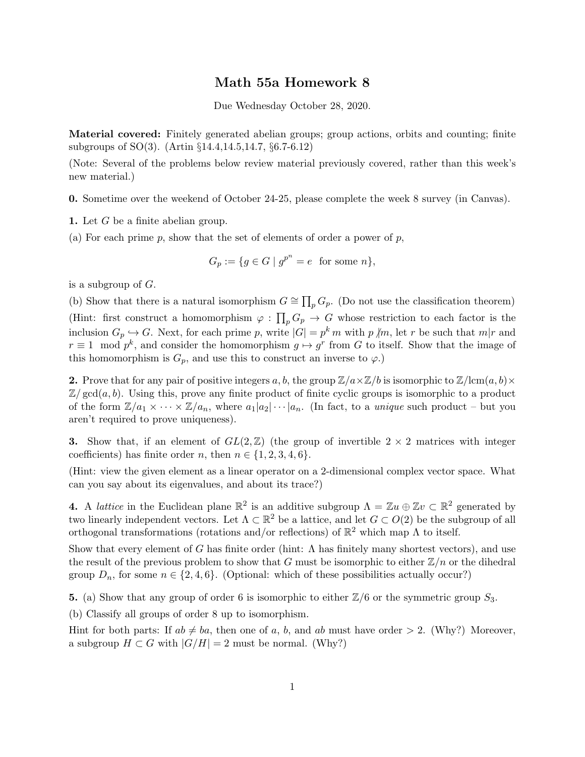# Math 55a Homework 8

Due Wednesday October 28, 2020.

**Material covered:** Finitely generated abelian groups; group actions, orbits and counting; finite subgroups of SO(3). (Artin §14.4,14.5,14.7, §6.7-6.12)

(Note: Several of the problems below review material previously covered, rather than this week's new material.)

**0.** Sometime over the weekend of October 24-25, please complete the week 8 survey (in Canvas).

**1.** Let $G$ be a finite abelian group.

(a) For each prime $p$, show that the set of elements of order a power of $p$,

$$G_p := \{g \in G \mid g^{p^n} = e \text{ for some } n\},$$

is a subgroup of $G$.

(b) Show that there is a natural isomorphism $G \cong \prod_p G_p$. (Do not use the classification theorem) (Hint: first construct a homomorphism $\varphi : \prod_p G_p \to G$ whose restriction to each factor is the inclusion $G_p \hookrightarrow G$. Next, for each prime $p$, write $|G| = p^k m$ with $p \not| m$, let $r$ be such that $m|r$ and $r \equiv 1 \mod p^k$, and consider the homomorphism $g \mapsto g^r$ from $G$ to itself. Show that the image of this homomorphism is $G_p$, and use this to construct an inverse to $\varphi$.)

**2.** Prove that for any pair of positive integers $a, b$, the group $\mathbb{Z}/a \times \mathbb{Z}/b$ is isomorphic to $\mathbb{Z}/\text{lcm}(a, b) \times \mathbb{Z}/\gcd(a, b)$. Using this, prove any finite product of finite cyclic groups is isomorphic to a product of the form $\mathbb{Z}/a_1 \times \cdots \times \mathbb{Z}/a_n$, where $a_1|a_2|\cdots|a_n$. (In fact, to a *unique* such product – but you aren't required to prove uniqueness).

**3.** Show that, if an element of $GL(2, \mathbb{Z})$ (the group of invertible $2 \times 2$ matrices with integer coefficients) has finite order $n$, then $n \in \{1, 2, 3, 4, 6\}$.

(Hint: view the given element as a linear operator on a 2-dimensional complex vector space. What can you say about its eigenvalues, and about its trace?)

**4.** A *lattice* in the Euclidean plane $\mathbb{R}^2$ is an additive subgroup $\Lambda = \mathbb{Z}u \oplus \mathbb{Z}v \subset \mathbb{R}^2$ generated by two linearly independent vectors. Let $\Lambda \subset \mathbb{R}^2$ be a lattice, and let $G \subset O(2)$ be the subgroup of all orthogonal transformations (rotations and/or reflections) of $\mathbb{R}^2$ which map $\Lambda$ to itself.

Show that every element of $G$ has finite order (hint: $\Lambda$ has finitely many shortest vectors), and use the result of the previous problem to show that $G$ must be isomorphic to either $\mathbb{Z}/n$ or the dihedral group $D_n$, for some $n \in \{2, 4, 6\}$. (Optional: which of these possibilities actually occur?)

**5.** (a) Show that any group of order 6 is isomorphic to either $\mathbb{Z}/6$ or the symmetric group $S_3$.

(b) Classify all groups of order 8 up to isomorphism.

Hint for both parts: If $ab \neq ba$, then one of $a$, $b$, and $ab$ must have order $> 2$. (Why?) Moreover, a subgroup $H \subset G$ with $|G/H| = 2$ must be normal. (Why?)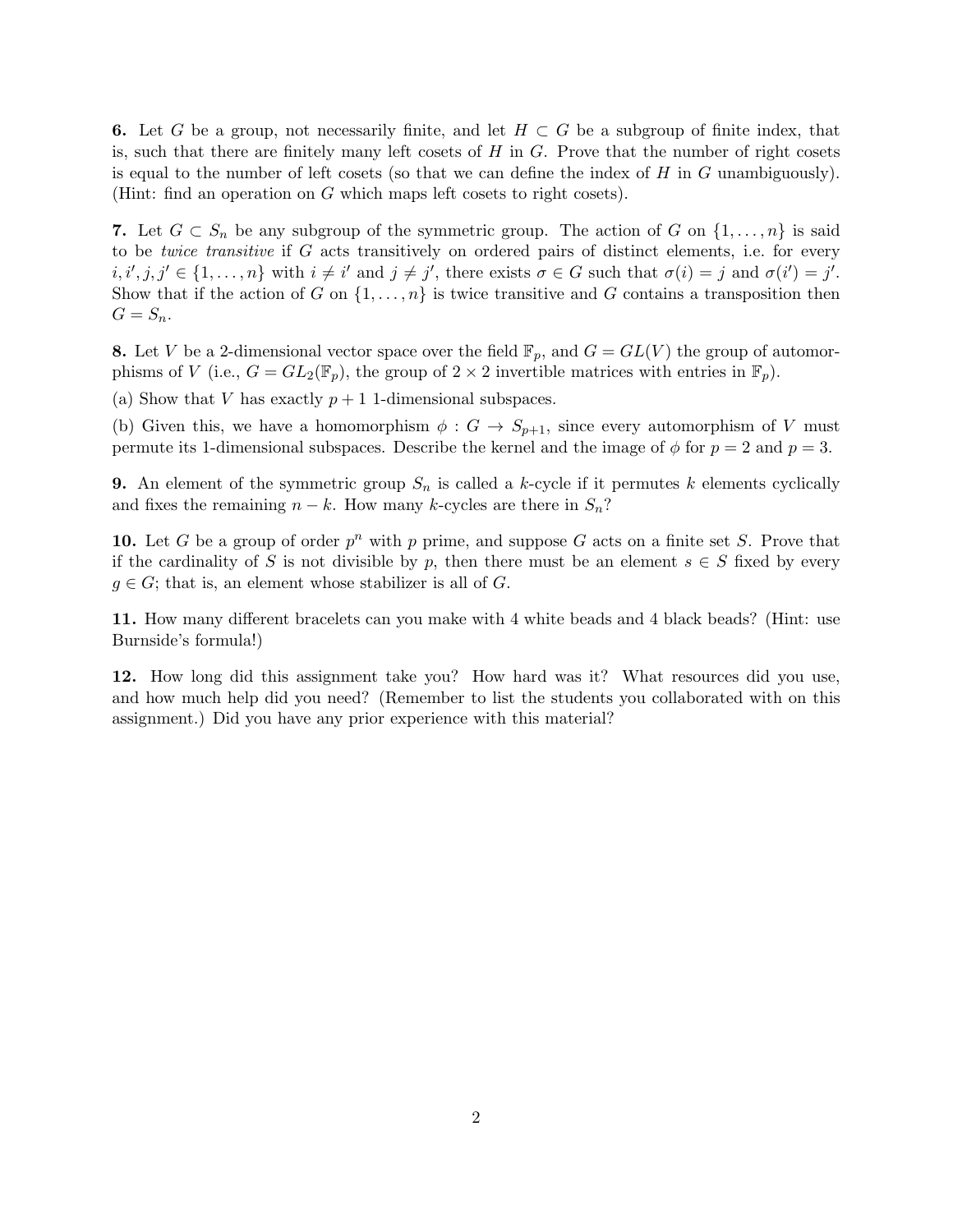**6.** Let $G$ be a group, not necessarily finite, and let $H \subset G$ be a subgroup of finite index, that is, such that there are finitely many left cosets of $H$ in $G$. Prove that the number of right cosets is equal to the number of left cosets (so that we can define the index of $H$ in $G$ unambiguously). (Hint: find an operation on $G$ which maps left cosets to right cosets).

**7.** Let $G \subset S_n$ be any subgroup of the symmetric group. The action of $G$ on $\{1, \ldots, n\}$ is said to be *twice transitive* if $G$ acts transitively on ordered pairs of distinct elements, i.e. for every $i, i', j, j' \in \{1, \ldots, n\}$ with $i \neq i'$ and $j \neq j'$, there exists $\sigma \in G$ such that $\sigma(i) = j$ and $\sigma(i') = j'$. Show that if the action of $G$ on $\{1, \ldots, n\}$ is twice transitive and $G$ contains a transposition then $G = S_n$.

**8.** Let $V$ be a 2-dimensional vector space over the field $\mathbb{F}_p$, and $G = GL(V)$ the group of automorphisms of $V$ (i.e., $G = GL_2(\mathbb{F}_p)$, the group of $2 \times 2$ invertible matrices with entries in $\mathbb{F}_p$).

(a) Show that $V$ has exactly $p + 1$ 1-dimensional subspaces.

(b) Given this, we have a homomorphism $\phi : G \to S_{p+1}$, since every automorphism of $V$ must permute its 1-dimensional subspaces. Describe the kernel and the image of $\phi$ for $p = 2$ and $p = 3$.

**9.** An element of the symmetric group $S_n$ is called a $k$-cycle if it permutes $k$ elements cyclically and fixes the remaining $n - k$. How many $k$-cycles are there in $S_n$?

**10.** Let $G$ be a group of order $p^n$ with $p$ prime, and suppose $G$ acts on a finite set $S$. Prove that if the cardinality of $S$ is not divisible by $p$, then there must be an element $s \in S$ fixed by every $g \in G$; that is, an element whose stabilizer is all of $G$.

**11.** How many different bracelets can you make with 4 white beads and 4 black beads? (Hint: use Burnside's formula!)

**12.** How long did this assignment take you? How hard was it? What resources did you use, and how much help did you need? (Remember to list the students you collaborated with on this assignment.) Did you have any prior experience with this material?